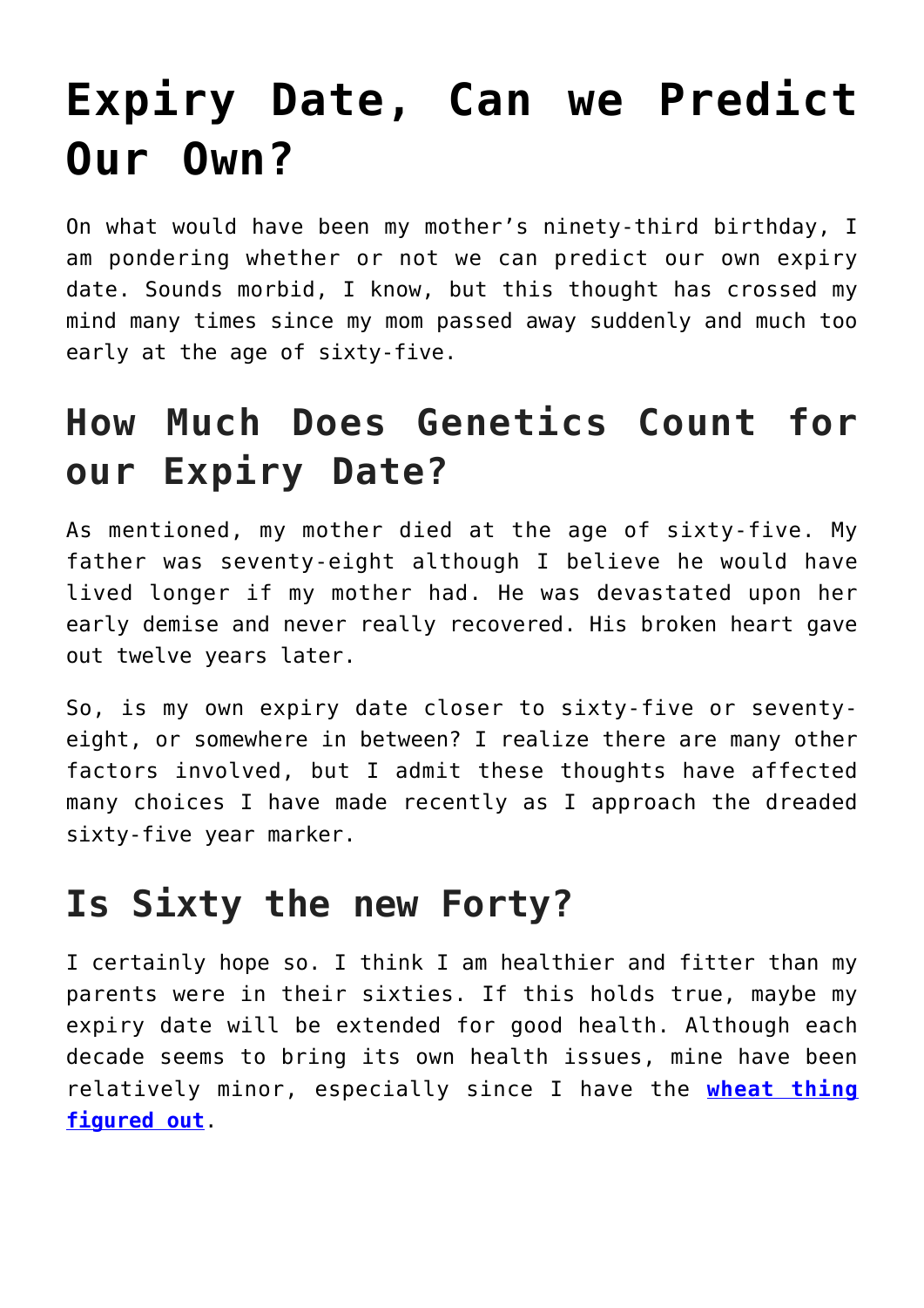# Expiry Date, Can we Predict Our Own?

On what would have been my mother's ninety-third birthday, I am pondering whether or not we can predict our own expiry date. Sounds morbid, I know, but this thought has crossed my mind many times since my mom passed away suddenly and much too early at the age of sixty-five.

## How Much Does Genetics Count for our Expiry Date?

As mentioned, my mother died at the age of sixty-five. My father was seventy-eight although I believe he would have lived longer if my mother had. He was devastated upon her early demise and never really recovered. His broken heart gave out twelve years later.

So, is my own expiry date closer to sixty-five or seventy-eight, or somewhere in between? I realize there are many other factors involved, but I admit these thoughts have affected many choices I have made recently as I approach the dreaded sixty-five year marker.

## Is Sixty the new Forty?

I certainly hope so. I think I am healthier and fitter than my parents were in their sixties. If this holds true, maybe my expiry date will be extended for good health. Although each decade seems to bring its own health issues, mine have been relatively minor, especially since I have the **wheat thing figured out**.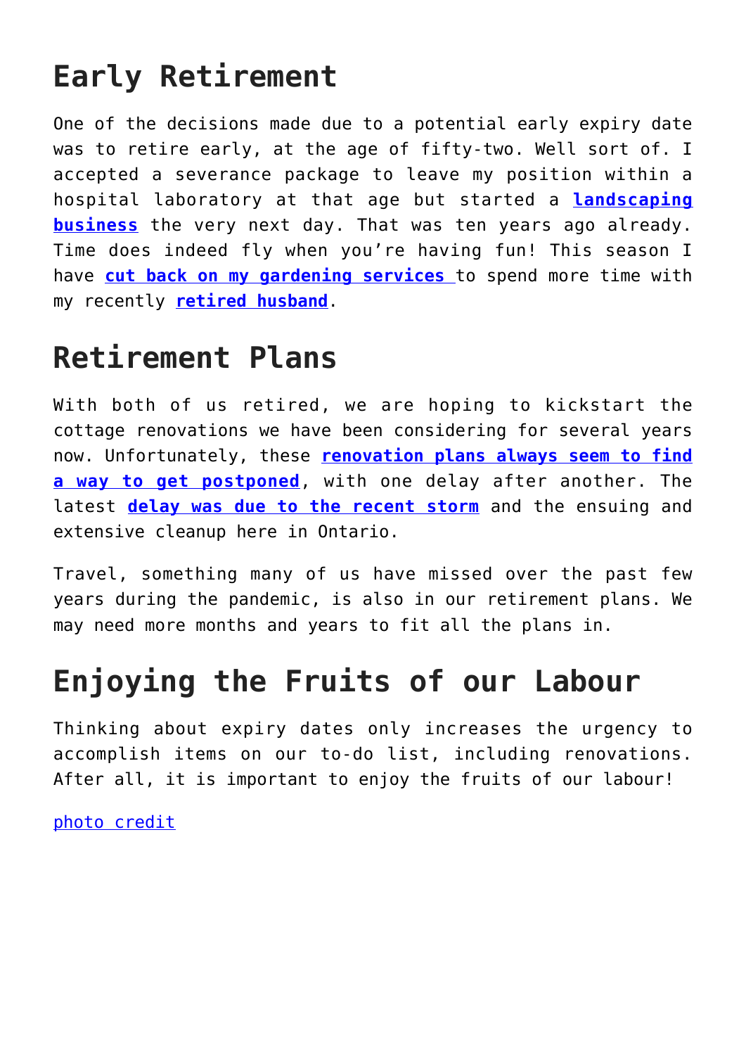## Early Retirement

One of the decisions made due to a potential early expiry date was to retire early, at the age of fifty-two. Well sort of. I accepted a severance package to leave my position within a hospital laboratory at that age but started a **landscaping business** the very next day. That was ten years ago already. Time does indeed fly when you're having fun! This season I have **cut back on my gardening services** to spend more time with my recently **retired husband**.

## Retirement Plans

With both of us retired, we are hoping to kickstart the cottage renovations we have been considering for several years now. Unfortunately, these **renovation plans always seem to find a way to get postponed**, with one delay after another. The latest **delay was due to the recent storm** and the ensuing and extensive cleanup here in Ontario.

Travel, something many of us have missed over the past few years during the pandemic, is also in our retirement plans. We may need more months and years to fit all the plans in.

## Enjoying the Fruits of our Labour

Thinking about expiry dates only increases the urgency to accomplish items on our to-do list, including renovations. After all, it is important to enjoy the fruits of our labour!

photo credit